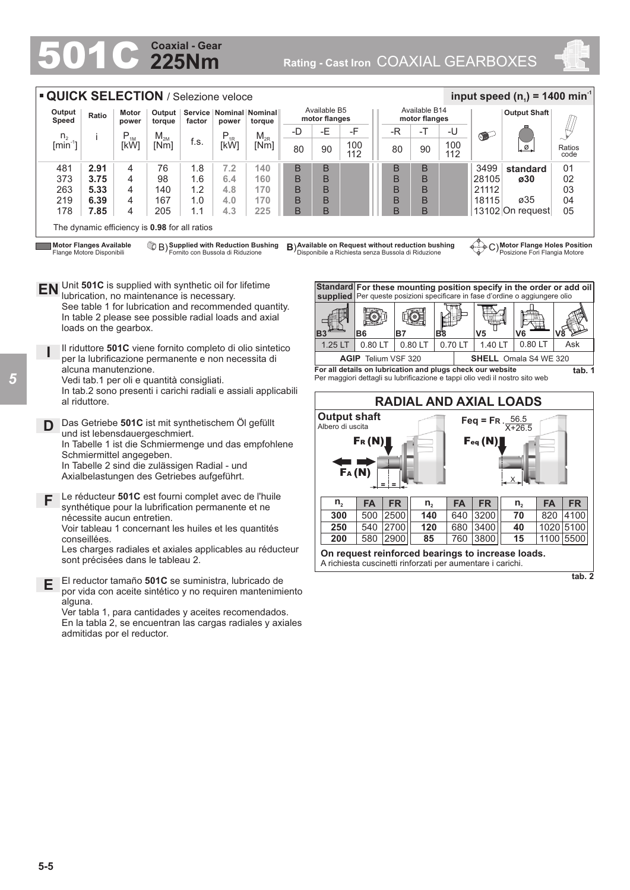# 501C Coaxial - Gear 225Nm

Rating - Cast Iron COAXIAL GEARBOXES

## QUICK SELECTION / Selezione veloce

input speed ($n_1$) = 1400 min$^{-1}$

| Output Speed $n_2$ [min$^{-1}$] | Ratio i | Motor power $P_{1M}$ [kW] | Output torque $M_{2M}$ [Nm] | Service factor f.s. | Nominal power $P_{1R}$ [kW] | Nominal torque $M_{2R}$ [Nm] | Available B5 motor flanges -D 80 | -E 90 | -F 100 112 | Available B14 motor flanges -R 80 | -T 90 | -U 100 112 | | Output Shaft | Ratios code |
|---|---|---|---|---|---|---|---|---|---|---|---|---|---|---|---|
| 481 | **2.91** | 4 | 76 | 1.8 | **7.2** | **140** | B | B | | B | B | | 3499 | **standard** | 01 |
| 373 | **3.75** | 4 | 98 | 1.6 | **6.4** | **160** | B | B | | B | B | | 28105 | **ø30** | 02 |
| 263 | **5.33** | 4 | 140 | 1.2 | **4.8** | **170** | B | B | | B | B | | 21112 | | 03 |
| 219 | **6.39** | 4 | 167 | 1.0 | **4.0** | **170** | B | B | | B | B | | 18115 | ø35 | 04 |
| 178 | **7.85** | 4 | 205 | 1.1 | **4.3** | **225** | B | B | | B | B | | 13102 | On request | 05 |

The dynamic efficiency is **0.98** for all ratios

**Motor Flanges Available** Flange Motore Disponibili

B) **Supplied with Reduction Bushing** Fornito con Bussola di Riduzione

B) **Available on Request without reduction bushing** Disponibile a Richiesta senza Bussola di Riduzione

C) **Motor Flange Holes Position** Posizione Fori Flangia Motore

**EN** Unit **501C** is supplied with synthetic oil for lifetime lubrication, no maintenance is necessary.
See table 1 for lubrication and recommended quantity.
In table 2 please see possible radial loads and axial loads on the gearbox.

**I** Il riduttore **501C** viene fornito completo di olio sintetico per la lubrificazione permanente e non necessita di alcuna manutenzione.
Vedi tab.1 per oli e quantità consigliati.
In tab.2 sono presenti i carichi radiali e assiali applicabili al riduttore.

**D** Das Getriebe **501C** ist mit synthetischem Öl gefüllt und ist lebensdauergeschmiert.
In Tabelle 1 ist die Schmiermenge und das empfohlene Schmiermittel angegeben.
In Tabelle 2 sind die zulässigen Radial - und Axialbelastungen des Getriebes aufgeführt.

**F** Le réducteur **501C** est fourni complet avec de l'huile synthétique pour la lubrification permanente et ne nécessite aucun entretien.
Voir tableau 1 concernant les huiles et les quantités conseillées.
Les charges radiales et axiales applicables au réducteur sont précisées dans le tableau 2.

**E** El reductor tamaño **501C** se suministra, lubricado de por vida con aceite sintético y no requiren mantenimiento alguna.
Ver tabla 1, para cantidades y aceites recomendados.
En la tabla 2, se encuentran las cargas radiales y axiales admitidas por el reductor.

| **Standard supplied** | **For these mounting position specify in the order or add oil** Per queste posizioni specificare in fase d'ordine o aggiungere olio | | | | | |
|---|---|---|---|---|---|---|
| B3 | B6 | B7 | B8 | V5 | V6 | V8 |
| 1.25 LT | 0.80 LT | 0.80 LT | 0.70 LT | 1.40 LT | 0.80 LT | Ask |
| **AGIP** Telium VSF 320 | | | | **SHELL** Omala S4 WE 320 | | |

**For all details on lubrication and plugs check our website**
Per maggiori dettagli su lubrificazione e tappi olio vedi il nostro sito web

**tab. 1**

## RADIAL AND AXIAL LOADS

**Output shaft**
Albero di uscita

$$F_{eq} = F_R \cdot \frac{56.5}{X+26.5}$$

| $n_2$ | FA | FR | $n_2$ | FA | FR | $n_2$ | FA | FR |
|---|---|---|---|---|---|---|---|---|
| **300** | 500 | 2500 | **140** | 640 | 3200 | **70** | 820 | 4100 |
| **250** | 540 | 2700 | **120** | 680 | 3400 | **40** | 1020 | 5100 |
| **200** | 580 | 2900 | **85** | 760 | 3800 | **15** | 1100 | 5500 |

**On request reinforced bearings to increase loads.**
A richiesta cuscinetti rinforzati per aumentare i carichi.

**tab. 2**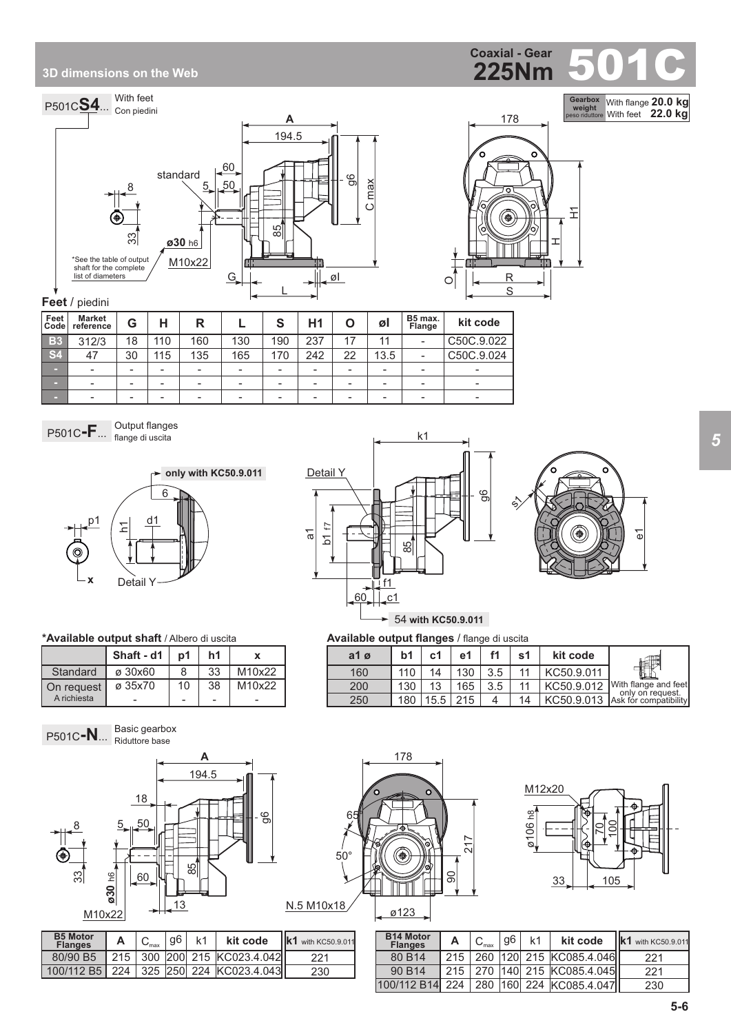3D dimensions on the Web

# Coaxial - Gear 225Nm 501C

| Gearbox weight / peso riduttore | |
|---|---|
| With flange | 20.0 kg |
| With feet | 22.0 kg |

## P501C**S4**... With feet / Con piedini

*See the table of output shaft for the complete list of diameters

### Feet / piedini

| Feet Code | Market reference | G | H | R | L | S | H1 | O | øl | B5 max. Flange | kit code |
|---|---|---|---|---|---|---|---|---|---|---|---|
| B3 | 312/3 | 18 | 110 | 160 | 130 | 190 | 237 | 17 | 11 | - | C50C.9.022 |
| S4 | 47 | 30 | 115 | 135 | 165 | 170 | 242 | 22 | 13.5 | - | C50C.9.024 |
| - | - | - | - | - | - | - | - | - | - | - | - |
| - | - | - | - | - | - | - | - | - | - | - | - |
| - | - | - | - | - | - | - | - | - | - | - | - |

## P501C**-F**... Output flanges / flange di uscita

only with KC50.9.011

54 with KC50.9.011

### *Available output shaft / Albero di uscita

| | Shaft - d1 | p1 | h1 | x |
|---|---|---|---|---|
| Standard | ø 30x60 | 8 | 33 | M10x22 |
| On request / A richiesta | ø 35x70 | 10 | 38 | M10x22 |
| | - | - | - | - |

### Available output flanges / flange di uscita

| a1 ø | b1 | c1 | e1 | f1 | s1 | kit code |
|---|---|---|---|---|---|---|
| 160 | 110 | 14 | 130 | 3.5 | 11 | KC50.9.011 |
| 200 | 130 | 13 | 165 | 3.5 | 11 | KC50.9.012 |
| 250 | 180 | 15.5 | 215 | 4 | 14 | KC50.9.013 |

With flange and feet only on request. Ask for compatibility

## P501C**-N**... Basic gearbox / Riduttore base

| B5 Motor Flanges | A | $C_{max}$ | g6 | k1 | kit code | k1 with KC50.9.011 |
|---|---|---|---|---|---|---|
| 80/90 B5 | 215 | 300 | 200 | 215 | KC023.4.042 | 221 |
| 100/112 B5 | 224 | 325 | 250 | 224 | KC023.4.043 | 230 |

| B14 Motor Flanges | A | $C_{max}$ | g6 | k1 | kit code | k1 with KC50.9.011 |
|---|---|---|---|---|---|---|
| 80 B14 | 215 | 260 | 120 | 215 | KC085.4.046 | 221 |
| 90 B14 | 215 | 270 | 140 | 215 | KC085.4.045 | 221 |
| 100/112 B14 | 224 | 280 | 160 | 224 | KC085.4.047 | 230 |